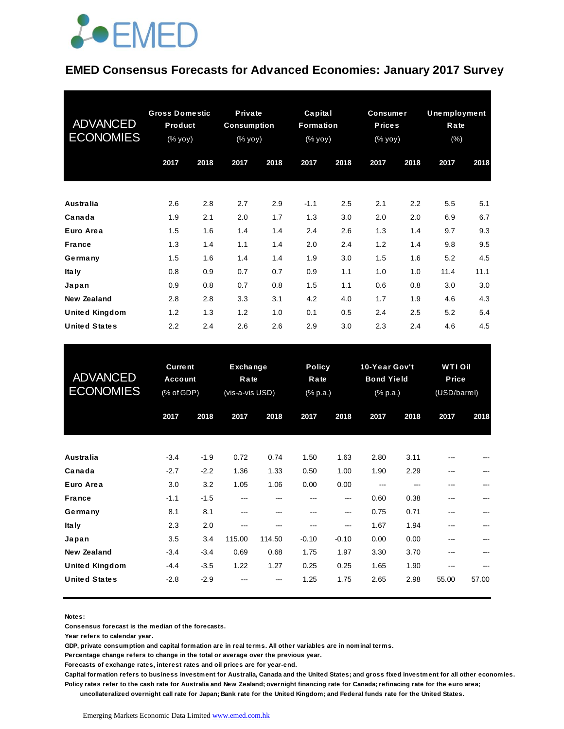EMED

# EMED Consensus Forecasts for Advanced Economies: January 2017 Survey

| ADVANCED ECONOMIES | Gross Domestic Product (% yoy) | | Private Consumption (% yoy) | | Capital Formation (% yoy) | | Consumer Prices (% yoy) | | Unemployment Rate (%) | |
|---|---|---|---|---|---|---|---|---|---|---|
| | 2017 | 2018 | 2017 | 2018 | 2017 | 2018 | 2017 | 2018 | 2017 | 2018 |
| **Australia** | 2.6 | 2.8 | 2.7 | 2.9 | -1.1 | 2.5 | 2.1 | 2.2 | 5.5 | 5.1 |
| **Canada** | 1.9 | 2.1 | 2.0 | 1.7 | 1.3 | 3.0 | 2.0 | 2.0 | 6.9 | 6.7 |
| **Euro Area** | 1.5 | 1.6 | 1.4 | 1.4 | 2.4 | 2.6 | 1.3 | 1.4 | 9.7 | 9.3 |
| **France** | 1.3 | 1.4 | 1.1 | 1.4 | 2.0 | 2.4 | 1.2 | 1.4 | 9.8 | 9.5 |
| **Germany** | 1.5 | 1.6 | 1.4 | 1.4 | 1.9 | 3.0 | 1.5 | 1.6 | 5.2 | 4.5 |
| **Italy** | 0.8 | 0.9 | 0.7 | 0.7 | 0.9 | 1.1 | 1.0 | 1.0 | 11.4 | 11.1 |
| **Japan** | 0.9 | 0.8 | 0.7 | 0.8 | 1.5 | 1.1 | 0.6 | 0.8 | 3.0 | 3.0 |
| **New Zealand** | 2.8 | 2.8 | 3.3 | 3.1 | 4.2 | 4.0 | 1.7 | 1.9 | 4.6 | 4.3 |
| **United Kingdom** | 1.2 | 1.3 | 1.2 | 1.0 | 0.1 | 0.5 | 2.4 | 2.5 | 5.2 | 5.4 |
| **United States** | 2.2 | 2.4 | 2.6 | 2.6 | 2.9 | 3.0 | 2.3 | 2.4 | 4.6 | 4.5 |

| ADVANCED ECONOMIES | Current Account (% of GDP) | | Exchange Rate (vis-a-vis USD) | | Policy Rate (% p.a.) | | 10-Year Gov't Bond Yield (% p.a.) | | WTI Oil Price (USD/barrel) | |
|---|---|---|---|---|---|---|---|---|---|---|
| | 2017 | 2018 | 2017 | 2018 | 2017 | 2018 | 2017 | 2018 | 2017 | 2018 |
| **Australia** | -3.4 | -1.9 | 0.72 | 0.74 | 1.50 | 1.63 | 2.80 | 3.11 | --- | --- |
| **Canada** | -2.7 | -2.2 | 1.36 | 1.33 | 0.50 | 1.00 | 1.90 | 2.29 | --- | --- |
| **Euro Area** | 3.0 | 3.2 | 1.05 | 1.06 | 0.00 | 0.00 | --- | --- | --- | --- |
| **France** | -1.1 | -1.5 | --- | --- | --- | --- | 0.60 | 0.38 | --- | --- |
| **Germany** | 8.1 | 8.1 | --- | --- | --- | --- | 0.75 | 0.71 | --- | --- |
| **Italy** | 2.3 | 2.0 | --- | --- | --- | --- | 1.67 | 1.94 | --- | --- |
| **Japan** | 3.5 | 3.4 | 115.00 | 114.50 | -0.10 | -0.10 | 0.00 | 0.00 | --- | --- |
| **New Zealand** | -3.4 | -3.4 | 0.69 | 0.68 | 1.75 | 1.97 | 3.30 | 3.70 | --- | --- |
| **United Kingdom** | -4.4 | -3.5 | 1.22 | 1.27 | 0.25 | 0.25 | 1.65 | 1.90 | --- | --- |
| **United States** | -2.8 | -2.9 | --- | --- | 1.25 | 1.75 | 2.65 | 2.98 | 55.00 | 57.00 |

**Notes:**

**Consensus forecast is the median of the forecasts.**

**Year refers to calendar year.**

**GDP, private consumption and capital formation are in real terms. All other variables are in nominal terms.**

**Percentage change refers to change in the total or average over the previous year.**

**Forecasts of exchange rates, interest rates and oil prices are for year-end.**

**Capital formation refers to business investment for Australia, Canada and the United States; and gross fixed investment for all other economies.**

**Policy rates refer to the cash rate for Australia and New Zealand; overnight financing rate for Canada; refinacing rate for the euro area; uncollateralized overnight call rate for Japan; Bank rate for the United Kingdom; and Federal funds rate for the United States.**

Emerging Markets Economic Data Limited [www.emed.com.hk](http://www.emed.com.hk)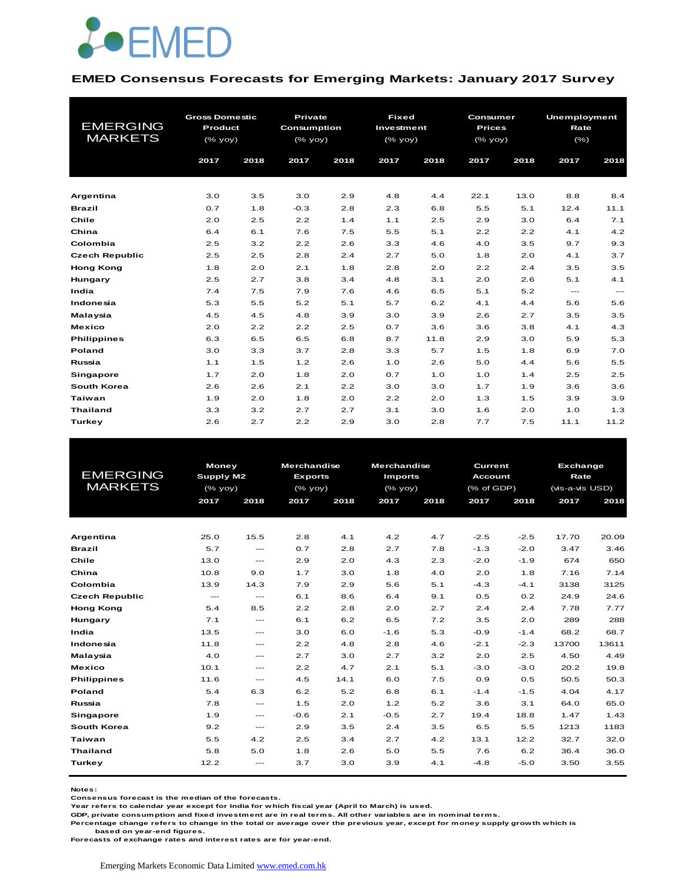# EMED

## EMED Consensus Forecasts for Emerging Markets: January 2017 Survey

| EMERGING MARKETS | Gross Domestic Product (% yoy) | | Private Consumption (% yoy) | | Fixed Investment (% yoy) | | Consumer Prices (% yoy) | | Unemployment Rate (%) | |
|---|---|---|---|---|---|---|---|---|---|---|
| | 2017 | 2018 | 2017 | 2018 | 2017 | 2018 | 2017 | 2018 | 2017 | 2018 |
| **Argentina** | 3.0 | 3.5 | 3.0 | 2.9 | 4.8 | 4.4 | 22.1 | 13.0 | 8.8 | 8.4 |
| **Brazil** | 0.7 | 1.8 | -0.3 | 2.8 | 2.3 | 6.8 | 5.5 | 5.1 | 12.4 | 11.1 |
| **Chile** | 2.0 | 2.5 | 2.2 | 1.4 | 1.1 | 2.5 | 2.9 | 3.0 | 6.4 | 7.1 |
| **China** | 6.4 | 6.1 | 7.6 | 7.5 | 5.5 | 5.1 | 2.2 | 2.2 | 4.1 | 4.2 |
| **Colombia** | 2.5 | 3.2 | 2.2 | 2.6 | 3.3 | 4.6 | 4.0 | 3.5 | 9.7 | 9.3 |
| **Czech Republic** | 2.5 | 2.5 | 2.8 | 2.4 | 2.7 | 5.0 | 1.8 | 2.0 | 4.1 | 3.7 |
| **Hong Kong** | 1.8 | 2.0 | 2.1 | 1.8 | 2.8 | 2.0 | 2.2 | 2.4 | 3.5 | 3.5 |
| **Hungary** | 2.5 | 2.7 | 3.8 | 3.4 | 4.8 | 3.1 | 2.0 | 2.6 | 5.1 | 4.1 |
| **India** | 7.4 | 7.5 | 7.9 | 7.6 | 4.6 | 6.5 | 5.1 | 5.2 | --- | --- |
| **Indonesia** | 5.3 | 5.5 | 5.2 | 5.1 | 5.7 | 6.2 | 4.1 | 4.4 | 5.6 | 5.6 |
| **Malaysia** | 4.5 | 4.5 | 4.8 | 3.9 | 3.0 | 3.9 | 2.6 | 2.7 | 3.5 | 3.5 |
| **Mexico** | 2.0 | 2.2 | 2.2 | 2.5 | 0.7 | 3.6 | 3.6 | 3.8 | 4.1 | 4.3 |
| **Philippines** | 6.3 | 6.5 | 6.5 | 6.8 | 8.7 | 11.8 | 2.9 | 3.0 | 5.9 | 5.3 |
| **Poland** | 3.0 | 3.3 | 3.7 | 2.8 | 3.3 | 5.7 | 1.5 | 1.8 | 6.9 | 7.0 |
| **Russia** | 1.1 | 1.5 | 1.2 | 2.6 | 1.0 | 2.6 | 5.0 | 4.4 | 5.6 | 5.5 |
| **Singapore** | 1.7 | 2.0 | 1.8 | 2.0 | 0.7 | 1.0 | 1.0 | 1.4 | 2.5 | 2.5 |
| **South Korea** | 2.6 | 2.6 | 2.1 | 2.2 | 3.0 | 3.0 | 1.7 | 1.9 | 3.6 | 3.6 |
| **Taiwan** | 1.9 | 2.0 | 1.8 | 2.0 | 2.2 | 2.0 | 1.3 | 1.5 | 3.9 | 3.9 |
| **Thailand** | 3.3 | 3.2 | 2.7 | 2.7 | 3.1 | 3.0 | 1.6 | 2.0 | 1.0 | 1.3 |
| **Turkey** | 2.6 | 2.7 | 2.2 | 2.9 | 3.0 | 2.8 | 7.7 | 7.5 | 11.1 | 11.2 |

| EMERGING MARKETS | Money Supply M2 (% yoy) | | Merchandise Exports (% yoy) | | Merchandise Imports (% yoy) | | Current Account (% of GDP) | | Exchange Rate (vis-a-vis USD) | |
|---|---|---|---|---|---|---|---|---|---|---|
| | 2017 | 2018 | 2017 | 2018 | 2017 | 2018 | 2017 | 2018 | 2017 | 2018 |
| **Argentina** | 25.0 | 15.5 | 2.8 | 4.1 | 4.2 | 4.7 | -2.5 | -2.5 | 17.70 | 20.09 |
| **Brazil** | 5.7 | --- | 0.7 | 2.8 | 2.7 | 7.8 | -1.3 | -2.0 | 3.47 | 3.46 |
| **Chile** | 13.0 | --- | 2.9 | 2.0 | 4.3 | 2.3 | -2.0 | -1.9 | 674 | 650 |
| **China** | 10.8 | 9.0 | 1.7 | 3.0 | 1.8 | 4.0 | 2.0 | 1.8 | 7.16 | 7.14 |
| **Colombia** | 13.9 | 14.3 | 7.9 | 2.9 | 5.6 | 5.1 | -4.3 | -4.1 | 3138 | 3125 |
| **Czech Republic** | --- | --- | 6.1 | 8.6 | 6.4 | 9.1 | 0.5 | 0.2 | 24.9 | 24.6 |
| **Hong Kong** | 5.4 | 8.5 | 2.2 | 2.8 | 2.0 | 2.7 | 2.4 | 2.4 | 7.78 | 7.77 |
| **Hungary** | 7.1 | --- | 6.1 | 6.2 | 6.5 | 7.2 | 3.5 | 2.0 | 289 | 288 |
| **India** | 13.5 | --- | 3.0 | 6.0 | -1.6 | 5.3 | -0.9 | -1.4 | 68.2 | 68.7 |
| **Indonesia** | 11.8 | --- | 2.2 | 4.8 | 2.8 | 4.6 | -2.1 | -2.3 | 13700 | 13611 |
| **Malaysia** | 4.0 | --- | 2.7 | 3.0 | 2.7 | 3.2 | 2.0 | 2.5 | 4.50 | 4.49 |
| **Mexico** | 10.1 | --- | 2.2 | 4.7 | 2.1 | 5.1 | -3.0 | -3.0 | 20.2 | 19.8 |
| **Philippines** | 11.6 | --- | 4.5 | 14.1 | 6.0 | 7.5 | 0.9 | 0.5 | 50.5 | 50.3 |
| **Poland** | 5.4 | 6.3 | 6.2 | 5.2 | 6.8 | 6.1 | -1.4 | -1.5 | 4.04 | 4.17 |
| **Russia** | 7.8 | --- | 1.5 | 2.0 | 1.2 | 5.2 | 3.6 | 3.1 | 64.0 | 65.0 |
| **Singapore** | 1.9 | --- | -0.6 | 2.1 | -0.5 | 2.7 | 19.4 | 18.8 | 1.47 | 1.43 |
| **South Korea** | 9.2 | --- | 2.9 | 3.5 | 2.4 | 3.5 | 6.5 | 5.5 | 1213 | 1183 |
| **Taiwan** | 5.5 | 4.2 | 2.5 | 3.4 | 2.7 | 4.2 | 13.1 | 12.2 | 32.7 | 32.0 |
| **Thailand** | 5.8 | 5.0 | 1.8 | 2.6 | 5.0 | 5.5 | 7.6 | 6.2 | 36.4 | 36.0 |
| **Turkey** | 12.2 | --- | 3.7 | 3.0 | 3.9 | 4.1 | -4.8 | -5.0 | 3.50 | 3.55 |

**Notes:**
Consensus forecast is the median of the forecasts.
Year refers to calendar year except for India for which fiscal year (April to March) is used.
GDP, private consumption and fixed investment are in real terms. All other variables are in nominal terms.
Percentage change refers to change in the total or average over the previous year, except for money supply growth which is based on year-end figures.
Forecasts of exchange rates and interest rates are for year-end.

Emerging Markets Economic Data Limited www.emed.com.hk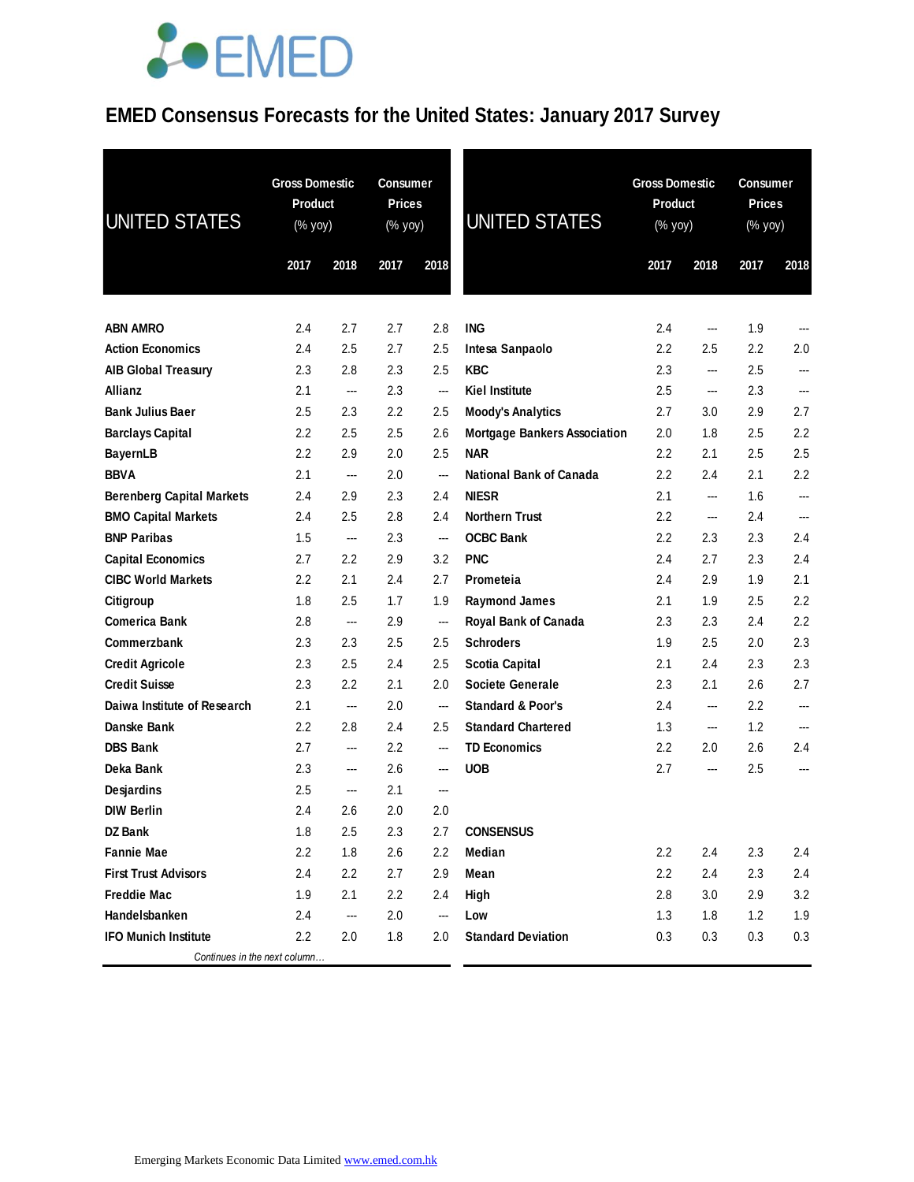EMED

# EMED Consensus Forecasts for the United States: January 2017 Survey

| UNITED STATES | Gross Domestic Product (% yoy) | | Consumer Prices (% yoy) | |
|---|---|---|---|---|
| | 2017 | 2018 | 2017 | 2018 |
| ABN AMRO | 2.4 | 2.7 | 2.7 | 2.8 |
| Action Economics | 2.4 | 2.5 | 2.7 | 2.5 |
| AIB Global Treasury | 2.3 | 2.8 | 2.3 | 2.5 |
| Allianz | 2.1 | --- | 2.3 | --- |
| Bank Julius Baer | 2.5 | 2.3 | 2.2 | 2.5 |
| Barclays Capital | 2.2 | 2.5 | 2.5 | 2.6 |
| BayernLB | 2.2 | 2.9 | 2.0 | 2.5 |
| BBVA | 2.1 | --- | 2.0 | --- |
| Berenberg Capital Markets | 2.4 | 2.9 | 2.3 | 2.4 |
| BMO Capital Markets | 2.4 | 2.5 | 2.8 | 2.4 |
| BNP Paribas | 1.5 | --- | 2.3 | --- |
| Capital Economics | 2.7 | 2.2 | 2.9 | 3.2 |
| CIBC World Markets | 2.2 | 2.1 | 2.4 | 2.7 |
| Citigroup | 1.8 | 2.5 | 1.7 | 1.9 |
| Comerica Bank | 2.8 | --- | 2.9 | --- |
| Commerzbank | 2.3 | 2.3 | 2.5 | 2.5 |
| Credit Agricole | 2.3 | 2.5 | 2.4 | 2.5 |
| Credit Suisse | 2.3 | 2.2 | 2.1 | 2.0 |
| Daiwa Institute of Research | 2.1 | --- | 2.0 | --- |
| Danske Bank | 2.2 | 2.8 | 2.4 | 2.5 |
| DBS Bank | 2.7 | --- | 2.2 | --- |
| Deka Bank | 2.3 | --- | 2.6 | --- |
| Desjardins | 2.5 | --- | 2.1 | --- |
| DIW Berlin | 2.4 | 2.6 | 2.0 | 2.0 |
| DZ Bank | 1.8 | 2.5 | 2.3 | 2.7 |
| Fannie Mae | 2.2 | 1.8 | 2.6 | 2.2 |
| First Trust Advisors | 2.4 | 2.2 | 2.7 | 2.9 |
| Freddie Mac | 1.9 | 2.1 | 2.2 | 2.4 |
| Handelsbanken | 2.4 | --- | 2.0 | --- |
| IFO Munich Institute | 2.2 | 2.0 | 1.8 | 2.0 |
| ING | 2.4 | --- | 1.9 | --- |
| Intesa Sanpaolo | 2.2 | 2.5 | 2.2 | 2.0 |
| KBC | 2.3 | --- | 2.5 | --- |
| Kiel Institute | 2.5 | --- | 2.3 | --- |
| Moody's Analytics | 2.7 | 3.0 | 2.9 | 2.7 |
| Mortgage Bankers Association | 2.0 | 1.8 | 2.5 | 2.2 |
| NAR | 2.2 | 2.1 | 2.5 | 2.5 |
| National Bank of Canada | 2.2 | 2.4 | 2.1 | 2.2 |
| NIESR | 2.1 | --- | 1.6 | --- |
| Northern Trust | 2.2 | --- | 2.4 | --- |
| OCBC Bank | 2.2 | 2.3 | 2.3 | 2.4 |
| PNC | 2.4 | 2.7 | 2.3 | 2.4 |
| Prometeia | 2.4 | 2.9 | 1.9 | 2.1 |
| Raymond James | 2.1 | 1.9 | 2.5 | 2.2 |
| Royal Bank of Canada | 2.3 | 2.3 | 2.4 | 2.2 |
| Schroders | 1.9 | 2.5 | 2.0 | 2.3 |
| Scotia Capital | 2.1 | 2.4 | 2.3 | 2.3 |
| Societe Generale | 2.3 | 2.1 | 2.6 | 2.7 |
| Standard & Poor's | 2.4 | --- | 2.2 | --- |
| Standard Chartered | 1.3 | --- | 1.2 | --- |
| TD Economics | 2.2 | 2.0 | 2.6 | 2.4 |
| UOB | 2.7 | --- | 2.5 | --- |
| **CONSENSUS** | | | | |
| Median | 2.2 | 2.4 | 2.3 | 2.4 |
| Mean | 2.2 | 2.4 | 2.3 | 2.4 |
| High | 2.8 | 3.0 | 2.9 | 3.2 |
| Low | 1.3 | 1.8 | 1.2 | 1.9 |
| Standard Deviation | 0.3 | 0.3 | 0.3 | 0.3 |

*Continues in the next column…*

Emerging Markets Economic Data Limited www.emed.com.hk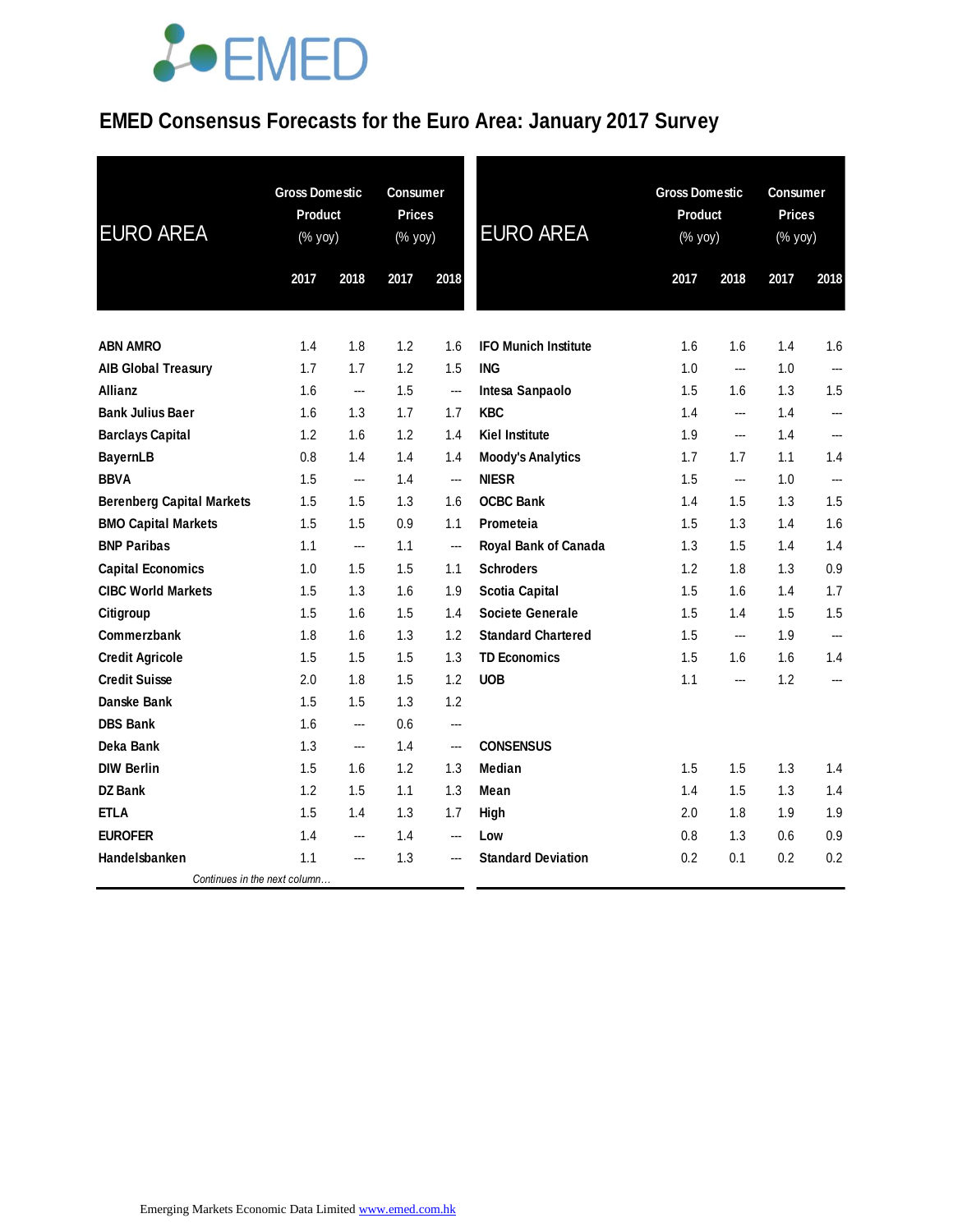# EMED Consensus Forecasts for the Euro Area: January 2017 Survey

| EURO AREA | Gross Domestic Product (% yoy) | | Consumer Prices (% yoy) | |
|---|---|---|---|---|
| | 2017 | 2018 | 2017 | 2018 |
| ABN AMRO | 1.4 | 1.8 | 1.2 | 1.6 |
| AIB Global Treasury | 1.7 | 1.7 | 1.2 | 1.5 |
| Allianz | 1.6 | --- | 1.5 | --- |
| Bank Julius Baer | 1.6 | 1.3 | 1.7 | 1.7 |
| Barclays Capital | 1.2 | 1.6 | 1.2 | 1.4 |
| BayernLB | 0.8 | 1.4 | 1.4 | 1.4 |
| BBVA | 1.5 | --- | 1.4 | --- |
| Berenberg Capital Markets | 1.5 | 1.5 | 1.3 | 1.6 |
| BMO Capital Markets | 1.5 | 1.5 | 0.9 | 1.1 |
| BNP Paribas | 1.1 | --- | 1.1 | --- |
| Capital Economics | 1.0 | 1.5 | 1.5 | 1.1 |
| CIBC World Markets | 1.5 | 1.3 | 1.6 | 1.9 |
| Citigroup | 1.5 | 1.6 | 1.5 | 1.4 |
| Commerzbank | 1.8 | 1.6 | 1.3 | 1.2 |
| Credit Agricole | 1.5 | 1.5 | 1.5 | 1.3 |
| Credit Suisse | 2.0 | 1.8 | 1.5 | 1.2 |
| Danske Bank | 1.5 | 1.5 | 1.3 | 1.2 |
| DBS Bank | 1.6 | --- | 0.6 | --- |
| Deka Bank | 1.3 | --- | 1.4 | --- |
| DIW Berlin | 1.5 | 1.6 | 1.2 | 1.3 |
| DZ Bank | 1.2 | 1.5 | 1.1 | 1.3 |
| ETLA | 1.5 | 1.4 | 1.3 | 1.7 |
| EUROFER | 1.4 | --- | 1.4 | --- |
| Handelsbanken | 1.1 | --- | 1.3 | --- |
| IFO Munich Institute | 1.6 | 1.6 | 1.4 | 1.6 |
| ING | 1.0 | --- | 1.0 | --- |
| Intesa Sanpaolo | 1.5 | 1.6 | 1.3 | 1.5 |
| KBC | 1.4 | --- | 1.4 | --- |
| Kiel Institute | 1.9 | --- | 1.4 | --- |
| Moody's Analytics | 1.7 | 1.7 | 1.1 | 1.4 |
| NIESR | 1.5 | --- | 1.0 | --- |
| OCBC Bank | 1.4 | 1.5 | 1.3 | 1.5 |
| Prometeia | 1.5 | 1.3 | 1.4 | 1.6 |
| Royal Bank of Canada | 1.3 | 1.5 | 1.4 | 1.4 |
| Schroders | 1.2 | 1.8 | 1.3 | 0.9 |
| Scotia Capital | 1.5 | 1.6 | 1.4 | 1.7 |
| Societe Generale | 1.5 | 1.4 | 1.5 | 1.5 |
| Standard Chartered | 1.5 | --- | 1.9 | --- |
| TD Economics | 1.5 | 1.6 | 1.6 | 1.4 |
| UOB | 1.1 | --- | 1.2 | --- |
| **CONSENSUS** | | | | |
| Median | 1.5 | 1.5 | 1.3 | 1.4 |
| Mean | 1.4 | 1.5 | 1.3 | 1.4 |
| High | 2.0 | 1.8 | 1.9 | 1.9 |
| Low | 0.8 | 1.3 | 0.6 | 0.9 |
| Standard Deviation | 0.2 | 0.1 | 0.2 | 0.2 |

Emerging Markets Economic Data Limited www.emed.com.hk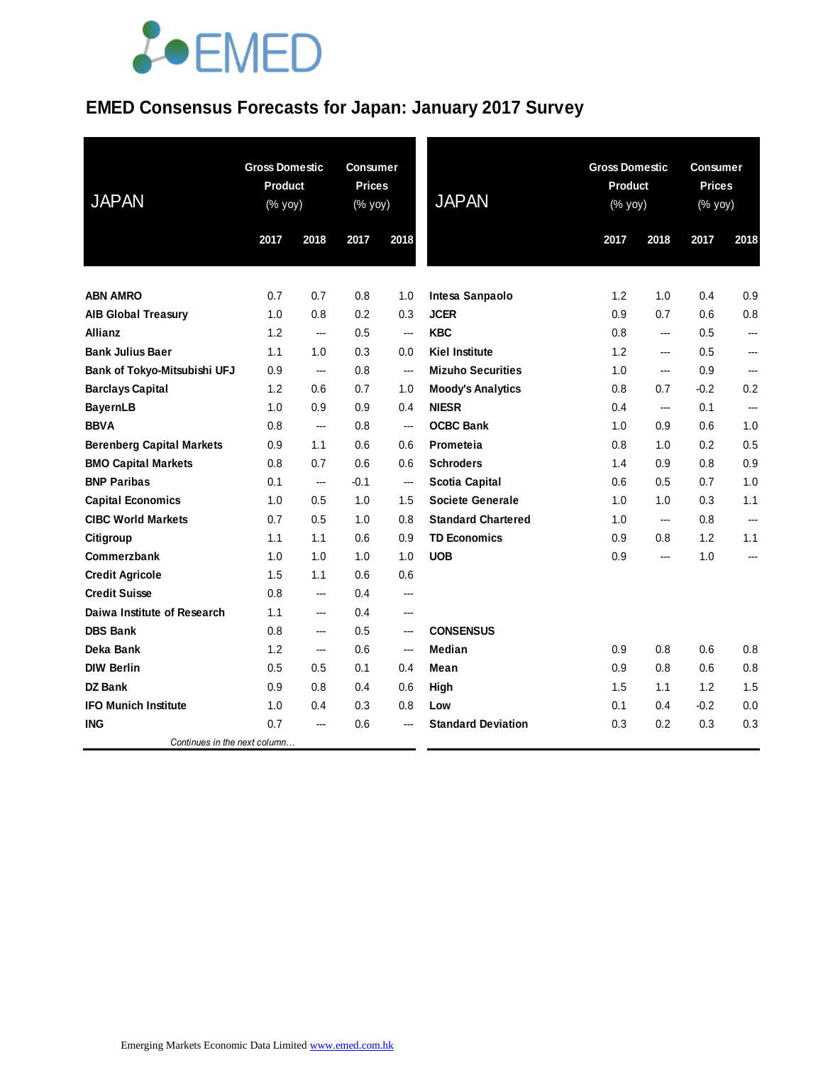# EMED Consensus Forecasts for Japan: January 2017 Survey

| JAPAN | Gross Domestic Product (% yoy) | | Consumer Prices (% yoy) | |
|---|---|---|---|---|
| | 2017 | 2018 | 2017 | 2018 |
| **ABN AMRO** | 0.7 | 0.7 | 0.8 | 1.0 |
| **AIB Global Treasury** | 1.0 | 0.8 | 0.2 | 0.3 |
| **Allianz** | 1.2 | --- | 0.5 | --- |
| **Bank Julius Baer** | 1.1 | 1.0 | 0.3 | 0.0 |
| **Bank of Tokyo-Mitsubishi UFJ** | 0.9 | --- | 0.8 | --- |
| **Barclays Capital** | 1.2 | 0.6 | 0.7 | 1.0 |
| **BayernLB** | 1.0 | 0.9 | 0.9 | 0.4 |
| **BBVA** | 0.8 | --- | 0.8 | --- |
| **Berenberg Capital Markets** | 0.9 | 1.1 | 0.6 | 0.6 |
| **BMO Capital Markets** | 0.8 | 0.7 | 0.6 | 0.6 |
| **BNP Paribas** | 0.1 | --- | -0.1 | --- |
| **Capital Economics** | 1.0 | 0.5 | 1.0 | 1.5 |
| **CIBC World Markets** | 0.7 | 0.5 | 1.0 | 0.8 |
| **Citigroup** | 1.1 | 1.1 | 0.6 | 0.9 |
| **Commerzbank** | 1.0 | 1.0 | 1.0 | 1.0 |
| **Credit Agricole** | 1.5 | 1.1 | 0.6 | 0.6 |
| **Credit Suisse** | 0.8 | --- | 0.4 | --- |
| **Daiwa Institute of Research** | 1.1 | --- | 0.4 | --- |
| **DBS Bank** | 0.8 | --- | 0.5 | --- |
| **Deka Bank** | 1.2 | --- | 0.6 | --- |
| **DIW Berlin** | 0.5 | 0.5 | 0.1 | 0.4 |
| **DZ Bank** | 0.9 | 0.8 | 0.4 | 0.6 |
| **IFO Munich Institute** | 1.0 | 0.4 | 0.3 | 0.8 |
| **ING** | 0.7 | --- | 0.6 | --- |
| **Intesa Sanpaolo** | 1.2 | 1.0 | 0.4 | 0.9 |
| **JCER** | 0.9 | 0.7 | 0.6 | 0.8 |
| **KBC** | 0.8 | --- | 0.5 | --- |
| **Kiel Institute** | 1.2 | --- | 0.5 | --- |
| **Mizuho Securities** | 1.0 | --- | 0.9 | --- |
| **Moody's Analytics** | 0.8 | 0.7 | -0.2 | 0.2 |
| **NIESR** | 0.4 | --- | 0.1 | --- |
| **OCBC Bank** | 1.0 | 0.9 | 0.6 | 1.0 |
| **Prometeia** | 0.8 | 1.0 | 0.2 | 0.5 |
| **Schroders** | 1.4 | 0.9 | 0.8 | 0.9 |
| **Scotia Capital** | 0.6 | 0.5 | 0.7 | 1.0 |
| **Societe Generale** | 1.0 | 1.0 | 0.3 | 1.1 |
| **Standard Chartered** | 1.0 | --- | 0.8 | --- |
| **TD Economics** | 0.9 | 0.8 | 1.2 | 1.1 |
| **UOB** | 0.9 | --- | 1.0 | --- |
| **CONSENSUS** | | | | |
| **Median** | 0.9 | 0.8 | 0.6 | 0.8 |
| **Mean** | 0.9 | 0.8 | 0.6 | 0.8 |
| **High** | 1.5 | 1.1 | 1.2 | 1.5 |
| **Low** | 0.1 | 0.4 | -0.2 | 0.0 |
| **Standard Deviation** | 0.3 | 0.2 | 0.3 | 0.3 |

Emerging Markets Economic Data Limited www.emed.com.hk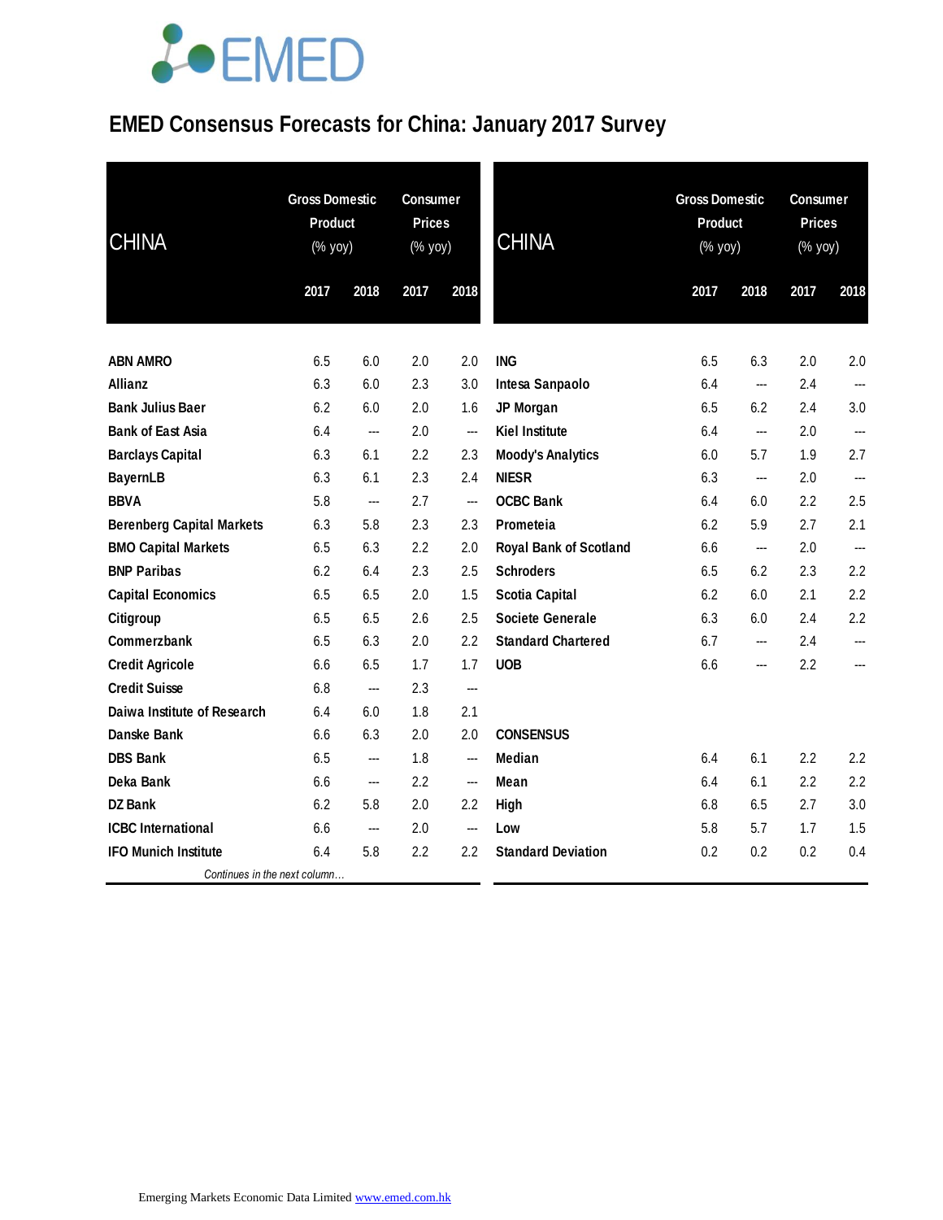# EMED Consensus Forecasts for China: January 2017 Survey

| CHINA | Gross Domestic Product (% yoy) | | Consumer Prices (% yoy) | |
|---|---|---|---|---|
| | 2017 | 2018 | 2017 | 2018 |
| **ABN AMRO** | 6.5 | 6.0 | 2.0 | 2.0 |
| **Allianz** | 6.3 | 6.0 | 2.3 | 3.0 |
| **Bank Julius Baer** | 6.2 | 6.0 | 2.0 | 1.6 |
| **Bank of East Asia** | 6.4 | --- | 2.0 | --- |
| **Barclays Capital** | 6.3 | 6.1 | 2.2 | 2.3 |
| **BayernLB** | 6.3 | 6.1 | 2.3 | 2.4 |
| **BBVA** | 5.8 | --- | 2.7 | --- |
| **Berenberg Capital Markets** | 6.3 | 5.8 | 2.3 | 2.3 |
| **BMO Capital Markets** | 6.5 | 6.3 | 2.2 | 2.0 |
| **BNP Paribas** | 6.2 | 6.4 | 2.3 | 2.5 |
| **Capital Economics** | 6.5 | 6.5 | 2.0 | 1.5 |
| **Citigroup** | 6.5 | 6.5 | 2.6 | 2.5 |
| **Commerzbank** | 6.5 | 6.3 | 2.0 | 2.2 |
| **Credit Agricole** | 6.6 | 6.5 | 1.7 | 1.7 |
| **Credit Suisse** | 6.8 | --- | 2.3 | --- |
| **Daiwa Institute of Research** | 6.4 | 6.0 | 1.8 | 2.1 |
| **Danske Bank** | 6.6 | 6.3 | 2.0 | 2.0 |
| **DBS Bank** | 6.5 | --- | 1.8 | --- |
| **Deka Bank** | 6.6 | --- | 2.2 | --- |
| **DZ Bank** | 6.2 | 5.8 | 2.0 | 2.2 |
| **ICBC International** | 6.6 | --- | 2.0 | --- |
| **IFO Munich Institute** | 6.4 | 5.8 | 2.2 | 2.2 |
| **ING** | 6.5 | 6.3 | 2.0 | 2.0 |
| **Intesa Sanpaolo** | 6.4 | --- | 2.4 | --- |
| **JP Morgan** | 6.5 | 6.2 | 2.4 | 3.0 |
| **Kiel Institute** | 6.4 | --- | 2.0 | --- |
| **Moody's Analytics** | 6.0 | 5.7 | 1.9 | 2.7 |
| **NIESR** | 6.3 | --- | 2.0 | --- |
| **OCBC Bank** | 6.4 | 6.0 | 2.2 | 2.5 |
| **Prometeia** | 6.2 | 5.9 | 2.7 | 2.1 |
| **Royal Bank of Scotland** | 6.6 | --- | 2.0 | --- |
| **Schroders** | 6.5 | 6.2 | 2.3 | 2.2 |
| **Scotia Capital** | 6.2 | 6.0 | 2.1 | 2.2 |
| **Societe Generale** | 6.3 | 6.0 | 2.4 | 2.2 |
| **Standard Chartered** | 6.7 | --- | 2.4 | --- |
| **UOB** | 6.6 | --- | 2.2 | --- |
| **CONSENSUS** | | | | |
| **Median** | 6.4 | 6.1 | 2.2 | 2.2 |
| **Mean** | 6.4 | 6.1 | 2.2 | 2.2 |
| **High** | 6.8 | 6.5 | 2.7 | 3.0 |
| **Low** | 5.8 | 5.7 | 1.7 | 1.5 |
| **Standard Deviation** | 0.2 | 0.2 | 0.2 | 0.4 |

*Continues in the next column…*

Emerging Markets Economic Data Limited www.emed.com.hk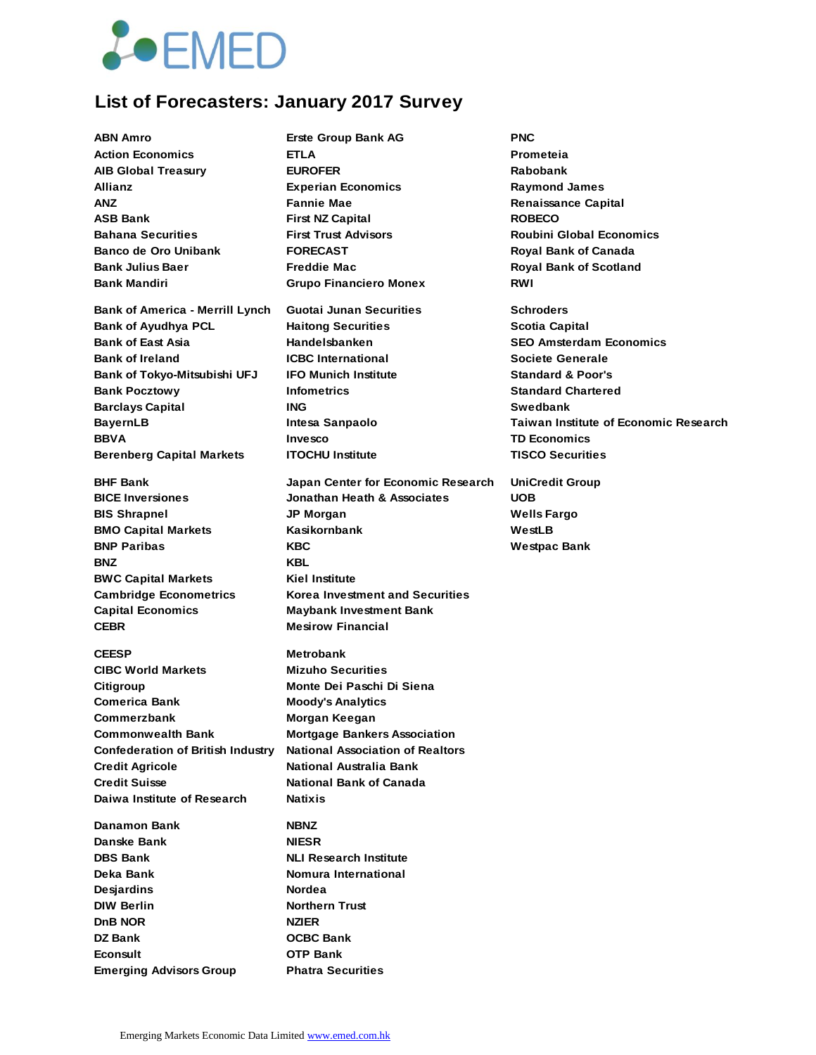EMED

## List of Forecasters: January 2017 Survey

**ABN Amro**
**Action Economics**
**AIB Global Treasury**
**Allianz**
**ANZ**
**ASB Bank**
**Bahana Securities**
**Banco de Oro Unibank**
**Bank Julius Baer**
**Bank Mandiri**

**Bank of America - Merrill Lynch**
**Bank of Ayudhya PCL**
**Bank of East Asia**
**Bank of Ireland**
**Bank of Tokyo-Mitsubishi UFJ**
**Bank Pocztowy**
**Barclays Capital**
**BayernLB**
**BBVA**
**Berenberg Capital Markets**

**BHF Bank**
**BICE Inversiones**
**BIS Shrapnel**
**BMO Capital Markets**
**BNP Paribas**
**BNZ**
**BWC Capital Markets**
**Cambridge Econometrics**
**Capital Economics**
**CEBR**

**CEESP**
**CIBC World Markets**
**Citigroup**
**Comerica Bank**
**Commerzbank**
**Commonwealth Bank**
**Confederation of British Industry**
**Credit Agricole**
**Credit Suisse**
**Daiwa Institute of Research**

**Danamon Bank**
**Danske Bank**
**DBS Bank**
**Deka Bank**
**Desjardins**
**DIW Berlin**
**DnB NOR**
**DZ Bank**
**Econsult**
**Emerging Advisors Group**

**Erste Group Bank AG**
**ETLA**
**EUROFER**
**Experian Economics**
**Fannie Mae**
**First NZ Capital**
**First Trust Advisors**
**FORECAST**
**Freddie Mac**
**Grupo Financiero Monex**

**Guotai Junan Securities**
**Haitong Securities**
**Handelsbanken**
**ICBC International**
**IFO Munich Institute**
**Infometrics**
**ING**
**Intesa Sanpaolo**
**Invesco**
**ITOCHU Institute**

**Japan Center for Economic Research**
**Jonathan Heath & Associates**
**JP Morgan**
**Kasikornbank**
**KBC**
**KBL**
**Kiel Institute**
**Korea Investment and Securities**
**Maybank Investment Bank**
**Mesirow Financial**

**Metrobank**
**Mizuho Securities**
**Monte Dei Paschi Di Siena**
**Moody's Analytics**
**Morgan Keegan**
**Mortgage Bankers Association**
**National Association of Realtors**
**National Australia Bank**
**National Bank of Canada**
**Natixis**

**NBNZ**
**NIESR**
**NLI Research Institute**
**Nomura International**
**Nordea**
**Northern Trust**
**NZIER**
**OCBC Bank**
**OTP Bank**
**Phatra Securities**

**PNC**
**Prometeia**
**Rabobank**
**Raymond James**
**Renaissance Capital**
**ROBECO**
**Roubini Global Economics**
**Royal Bank of Canada**
**Royal Bank of Scotland**
**RWI**

**Schroders**
**Scotia Capital**
**SEO Amsterdam Economics**
**Societe Generale**
**Standard & Poor's**
**Standard Chartered**
**Swedbank**
**Taiwan Institute of Economic Research**
**TD Economics**
**TISCO Securities**

**UniCredit Group**
**UOB**
**Wells Fargo**
**WestLB**
**Westpac Bank**

Emerging Markets Economic Data Limited www.emed.com.hk